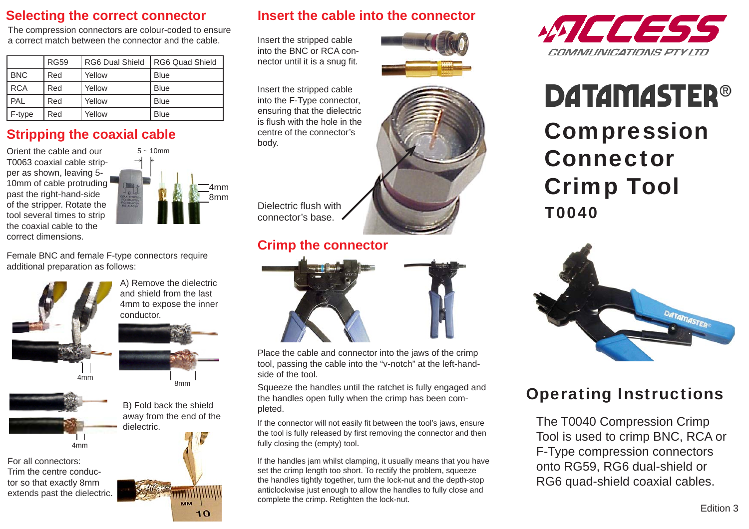## Selecting the correct connector

The compression connectors are colour-coded to ensure a correct match between the connector and the cable.

| | RG59 | RG6 Dual Shield | RG6 Quad Shield |
|---|---|---|---|
| BNC | Red | Yellow | Blue |
| RCA | Red | Yellow | Blue |
| PAL | Red | Yellow | Blue |
| F-type | Red | Yellow | Blue |

## Stripping the coaxial cable

Orient the cable and our T0063 coaxial cable stripper as shown, leaving 5-10mm of cable protruding past the right-hand-side of the stripper. Rotate the tool several times to strip the coaxial cable to the correct dimensions.

5 ~ 10mm

4mm

8mm

Female BNC and female F-type connectors require additional preparation as follows:

A) Remove the dielectric and shield from the last 4mm to expose the inner conductor.

4mm

8mm

B) Fold back the shield away from the end of the dielectric.

4mm

For all connectors:
Trim the centre conductor so that exactly 8mm extends past the dielectric.

## Insert the cable into the connector

Insert the stripped cable into the BNC or RCA connector until it is a snug fit.

Insert the stripped cable into the F-Type connector, ensuring that the dielectric is flush with the hole in the centre of the connector's body.

Dielectric flush with connector's base.

## Crimp the connector

Place the cable and connector into the jaws of the crimp tool, passing the cable into the "v-notch" at the left-hand-side of the tool.

Squeeze the handles until the ratchet is fully engaged and the handles open fully when the crimp has been completed.

If the connector will not easily fit between the tool's jaws, ensure the tool is fully released by first removing the connector and then fully closing the (empty) tool.

If the handles jam whilst clamping, it usually means that you have set the crimp length too short. To rectify the problem, squeeze the handles tightly together, turn the lock-nut and the depth-stop anticlockwise just enough to allow the handles to fully close and complete the crimp. Retighten the lock-nut.

ACCESS COMMUNICATIONS PTY LTD

# DATAMASTER®

# Compression Connector Crimp Tool

## T0040

## Operating Instructions

The T0040 Compression Crimp Tool is used to crimp BNC, RCA or F-Type compression connectors onto RG59, RG6 dual-shield or RG6 quad-shield coaxial cables.

Edition 3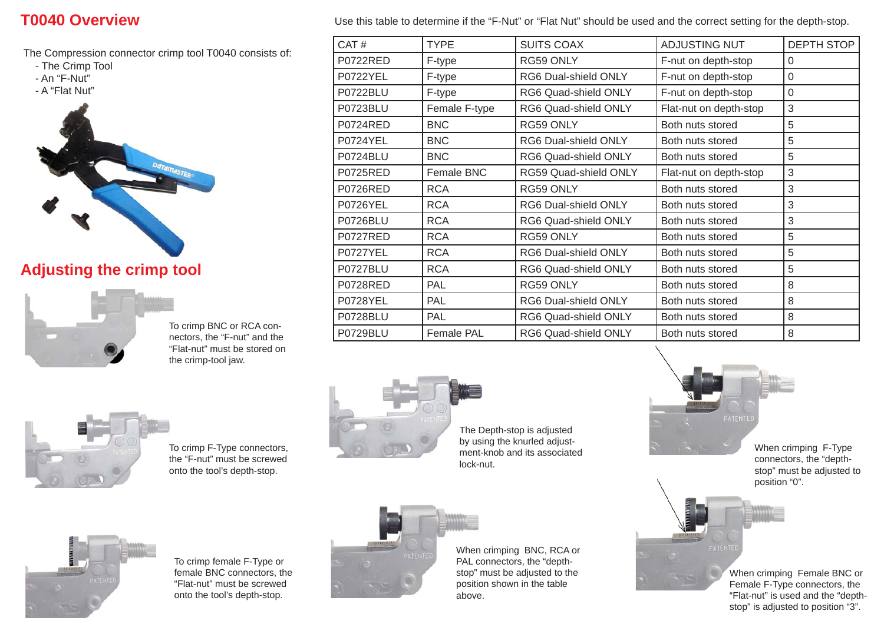# T0040 Overview

The Compression connector crimp tool T0040 consists of:

- The Crimp Tool
- An "F-Nut"
- A "Flat Nut"

## Adjusting the crimp tool

To crimp BNC or RCA connectors, the "F-nut" and the "Flat-nut" must be stored on the crimp-tool jaw.

To crimp F-Type connectors, the "F-nut" must be screwed onto the tool's depth-stop.

To crimp female F-Type or female BNC connectors, the "Flat-nut" must be screwed onto the tool's depth-stop.

Use this table to determine if the "F-Nut" or "Flat Nut" should be used and the correct setting for the depth-stop.

| CAT # | TYPE | SUITS COAX | ADJUSTING NUT | DEPTH STOP |
|---|---|---|---|---|
| P0722RED | F-type | RG59 ONLY | F-nut on depth-stop | 0 |
| P0722YEL | F-type | RG6 Dual-shield ONLY | F-nut on depth-stop | 0 |
| P0722BLU | F-type | RG6 Quad-shield ONLY | F-nut on depth-stop | 0 |
| P0723BLU | Female F-type | RG6 Quad-shield ONLY | Flat-nut on depth-stop | 3 |
| P0724RED | BNC | RG59 ONLY | Both nuts stored | 5 |
| P0724YEL | BNC | RG6 Dual-shield ONLY | Both nuts stored | 5 |
| P0724BLU | BNC | RG6 Quad-shield ONLY | Both nuts stored | 5 |
| P0725RED | Female BNC | RG59 Quad-shield ONLY | Flat-nut on depth-stop | 3 |
| P0726RED | RCA | RG59 ONLY | Both nuts stored | 3 |
| P0726YEL | RCA | RG6 Dual-shield ONLY | Both nuts stored | 3 |
| P0726BLU | RCA | RG6 Quad-shield ONLY | Both nuts stored | 3 |
| P0727RED | RCA | RG59 ONLY | Both nuts stored | 5 |
| P0727YEL | RCA | RG6 Dual-shield ONLY | Both nuts stored | 5 |
| P0727BLU | RCA | RG6 Quad-shield ONLY | Both nuts stored | 5 |
| P0728RED | PAL | RG59 ONLY | Both nuts stored | 8 |
| P0728YEL | PAL | RG6 Dual-shield ONLY | Both nuts stored | 8 |
| P0728BLU | PAL | RG6 Quad-shield ONLY | Both nuts stored | 8 |
| P0729BLU | Female PAL | RG6 Quad-shield ONLY | Both nuts stored | 8 |

The Depth-stop is adjusted by using the knurled adjustment-knob and its associated lock-nut.

When crimping BNC, RCA or PAL connectors, the "depth-stop" must be adjusted to the position shown in the table above.

When crimping F-Type connectors, the "depth-stop" must be adjusted to position "0".

When crimping Female BNC or Female F-Type connectors, the "Flat-nut" is used and the "depth-stop" is adjusted to position "3".